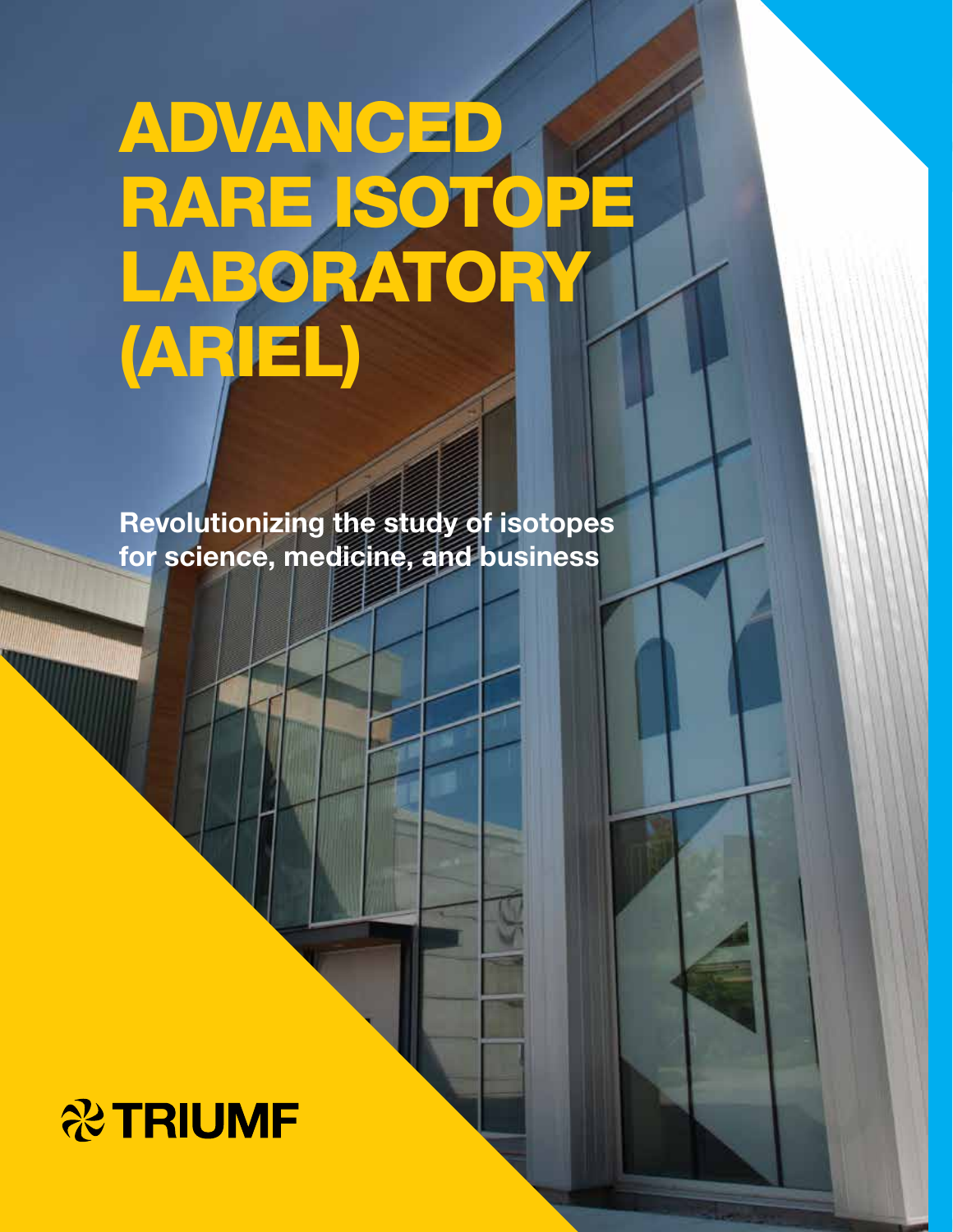# ADVANCED RARE ISOTOPE LABORATORY (ARIEL)

**Revolutionizing the study of isotopes for science, medicine, and business**

TRIUMF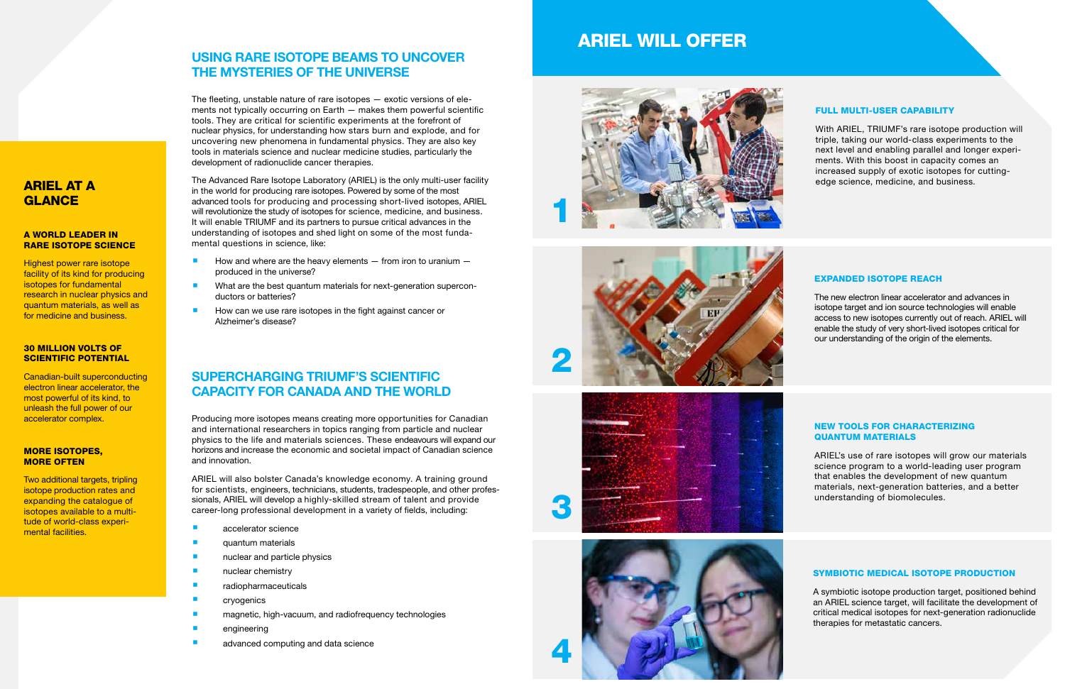## ARIEL AT A GLANCE

### A WORLD LEADER IN RARE ISOTOPE SCIENCE

Highest power rare isotope facility of its kind for producing isotopes for fundamental research in nuclear physics and quantum materials, as well as for medicine and business.

### 30 MILLION VOLTS OF SCIENTIFIC POTENTIAL

Canadian-built superconducting electron linear accelerator, the most powerful of its kind, to unleash the full power of our accelerator complex.

### MORE ISOTOPES, MORE OFTEN

Two additional targets, tripling isotope production rates and expanding the catalogue of isotopes available to a multitude of world-class experimental facilities.

## USING RARE ISOTOPE BEAMS TO UNCOVER THE MYSTERIES OF THE UNIVERSE

The fleeting, unstable nature of rare isotopes — exotic versions of elements not typically occurring on Earth — makes them powerful scientific tools. They are critical for scientific experiments at the forefront of nuclear physics, for understanding how stars burn and explode, and for uncovering new phenomena in fundamental physics. They are also key tools in materials science and nuclear medicine studies, particularly the development of radionuclide cancer therapies.

The Advanced Rare Isotope Laboratory (ARIEL) is the only multi-user facility in the world for producing rare isotopes. Powered by some of the most advanced tools for producing and processing short-lived isotopes, ARIEL will revolutionize the study of isotopes for science, medicine, and business. It will enable TRIUMF and its partners to pursue critical advances in the understanding of isotopes and shed light on some of the most fundamental questions in science, like:

- How and where are the heavy elements — from iron to uranium — produced in the universe?
- What are the best quantum materials for next-generation superconductors or batteries?
- How can we use rare isotopes in the fight against cancer or Alzheimer's disease?

## SUPERCHARGING TRIUMF'S SCIENTIFIC CAPACITY FOR CANADA AND THE WORLD

Producing more isotopes means creating more opportunities for Canadian and international researchers in topics ranging from particle and nuclear physics to the life and materials sciences. These endeavours will expand our horizons and increase the economic and societal impact of Canadian science and innovation.

ARIEL will also bolster Canada's knowledge economy. A training ground for scientists, engineers, technicians, students, tradespeople, and other professionals, ARIEL will develop a highly-skilled stream of talent and provide career-long professional development in a variety of fields, including:

- accelerator science
- quantum materials
- nuclear and particle physics
- nuclear chemistry
- radiopharmaceuticals
- cryogenics
- magnetic, high-vacuum, and radiofrequency technologies
- engineering
- advanced computing and data science

## ARIEL WILL OFFER

### 1 FULL MULTI-USER CAPABILITY

With ARIEL, TRIUMF's rare isotope production will triple, taking our world-class experiments to the next level and enabling parallel and longer experiments. With this boost in capacity comes an increased supply of exotic isotopes for cutting-edge science, medicine, and business.

### 2 EXPANDED ISOTOPE REACH

The new electron linear accelerator and advances in isotope target and ion source technologies will enable access to new isotopes currently out of reach. ARIEL will enable the study of very short-lived isotopes critical for our understanding of the origin of the elements.

### 3 NEW TOOLS FOR CHARACTERIZING QUANTUM MATERIALS

ARIEL's use of rare isotopes will grow our materials science program to a world-leading user program that enables the development of new quantum materials, next-generation batteries, and a better understanding of biomolecules.

### 4 SYMBIOTIC MEDICAL ISOTOPE PRODUCTION

A symbiotic isotope production target, positioned behind an ARIEL science target, will facilitate the development of critical medical isotopes for next-generation radionuclide therapies for metastatic cancers.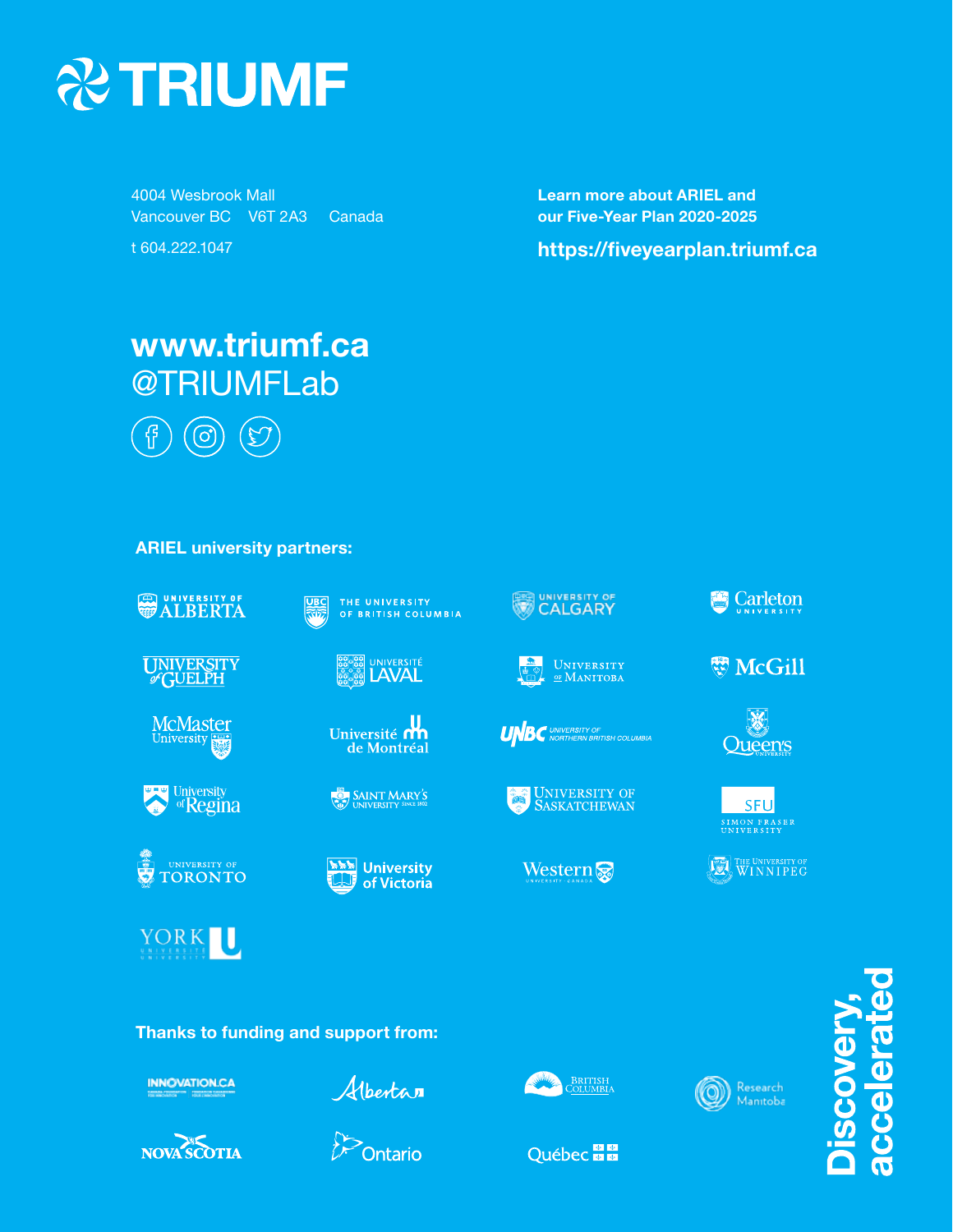# TRIUMF

4004 Wesbrook Mall
Vancouver BC V6T 2A3 Canada

t 604.222.1047

**Learn more about ARIEL and our Five-Year Plan 2020-2025**

**https://fiveyearplan.triumf.ca**

**www.triumf.ca**
@TRIUMFLab

**ARIEL university partners:**

University of Alberta
The University of British Columbia
University of Calgary
Carleton University
University of Guelph
Université Laval
University of Manitoba
McGill
McMaster University
Université de Montréal
UNBC University of Northern British Columbia
Queen's University
University of Regina
Saint Mary's University Since 1802
University of Saskatchewan
SFU Simon Fraser University
University of Toronto
University of Victoria
Western University · Canada
The University of Winnipeg
York Université University

**Thanks to funding and support from:**

Innovation.ca
Alberta
British Columbia
Research Manitoba
Nova Scotia
Ontario
Québec

**Discovery, accelerated**